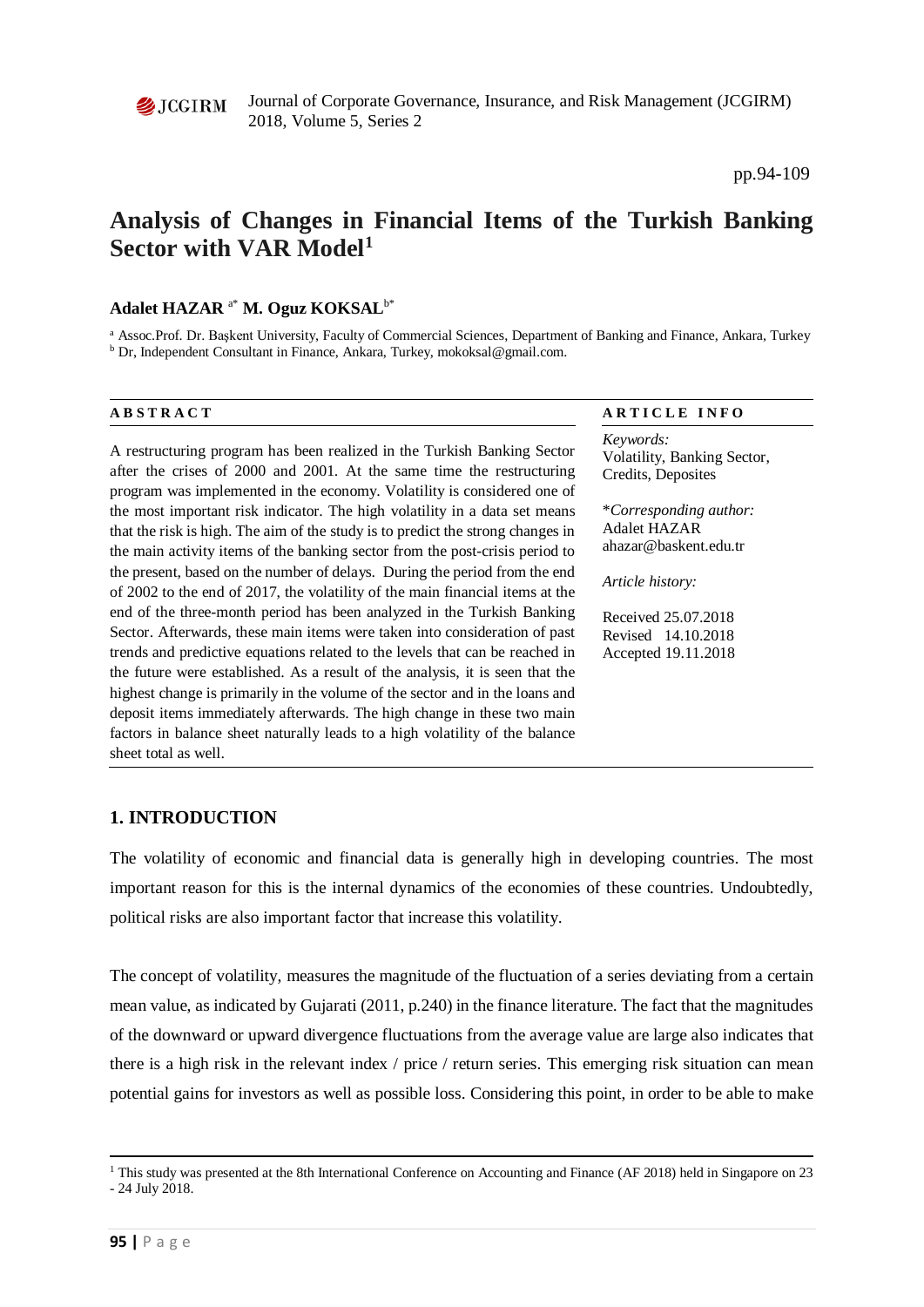# Analysis of Changes in Financial Items of the Turkish Banking Sector with VAR Model[1]

**Adalet HAZAR** [a*] **M. Oguz KOKSAL**[b*]

[a] Assoc.Prof. Dr. Başkent University, Faculty of Commercial Sciences, Department of Banking and Finance, Ankara, Turkey
[b] Dr, Independent Consultant in Finance, Ankara, Turkey, mokoksal@gmail.com.

## ABSTRACT

A restructuring program has been realized in the Turkish Banking Sector after the crises of 2000 and 2001. At the same time the restructuring program was implemented in the economy. Volatility is considered one of the most important risk indicator. The high volatility in a data set means that the risk is high. The aim of the study is to predict the strong changes in the main activity items of the banking sector from the post-crisis period to the present, based on the number of delays. During the period from the end of 2002 to the end of 2017, the volatility of the main financial items at the end of the three-month period has been analyzed in the Turkish Banking Sector. Afterwards, these main items were taken into consideration of past trends and predictive equations related to the levels that can be reached in the future were established. As a result of the analysis, it is seen that the highest change is primarily in the volume of the sector and in the loans and deposit items immediately afterwards. The high change in these two main factors in balance sheet naturally leads to a high volatility of the balance sheet total as well.

## ARTICLE INFO

*Keywords:*
Volatility, Banking Sector, Credits, Deposites

\**Corresponding author:*
Adalet HAZAR
ahazar@baskent.edu.tr

*Article history:*

Received 25.07.2018
Revised 14.10.2018
Accepted 19.11.2018

## 1. INTRODUCTION

The volatility of economic and financial data is generally high in developing countries. The most important reason for this is the internal dynamics of the economies of these countries. Undoubtedly, political risks are also important factor that increase this volatility.

The concept of volatility, measures the magnitude of the fluctuation of a series deviating from a certain mean value, as indicated by Gujarati (2011, p.240) in the finance literature. The fact that the magnitudes of the downward or upward divergence fluctuations from the average value are large also indicates that there is a high risk in the relevant index / price / return series. This emerging risk situation can mean potential gains for investors as well as possible loss. Considering this point, in order to be able to make

[1] This study was presented at the 8th International Conference on Accounting and Finance (AF 2018) held in Singapore on 23 - 24 July 2018.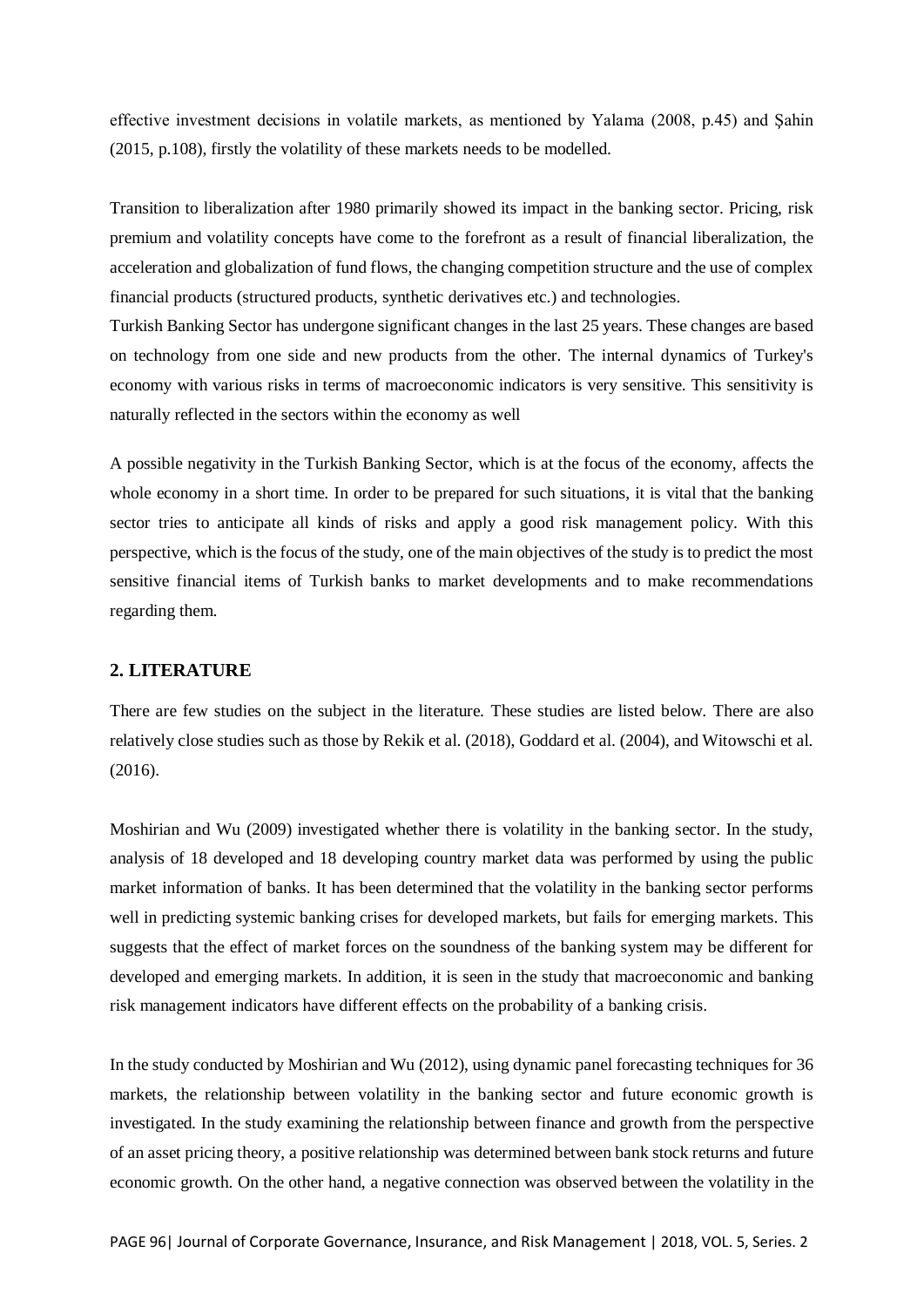effective investment decisions in volatile markets, as mentioned by Yalama (2008, p.45) and Şahin (2015, p.108), firstly the volatility of these markets needs to be modelled.

Transition to liberalization after 1980 primarily showed its impact in the banking sector. Pricing, risk premium and volatility concepts have come to the forefront as a result of financial liberalization, the acceleration and globalization of fund flows, the changing competition structure and the use of complex financial products (structured products, synthetic derivatives etc.) and technologies.

Turkish Banking Sector has undergone significant changes in the last 25 years. These changes are based on technology from one side and new products from the other. The internal dynamics of Turkey's economy with various risks in terms of macroeconomic indicators is very sensitive. This sensitivity is naturally reflected in the sectors within the economy as well

A possible negativity in the Turkish Banking Sector, which is at the focus of the economy, affects the whole economy in a short time. In order to be prepared for such situations, it is vital that the banking sector tries to anticipate all kinds of risks and apply a good risk management policy. With this perspective, which is the focus of the study, one of the main objectives of the study is to predict the most sensitive financial items of Turkish banks to market developments and to make recommendations regarding them.

## 2. LITERATURE

There are few studies on the subject in the literature. These studies are listed below. There are also relatively close studies such as those by Rekik et al. (2018), Goddard et al. (2004), and Witowschi et al. (2016).

Moshirian and Wu (2009) investigated whether there is volatility in the banking sector. In the study, analysis of 18 developed and 18 developing country market data was performed by using the public market information of banks. It has been determined that the volatility in the banking sector performs well in predicting systemic banking crises for developed markets, but fails for emerging markets. This suggests that the effect of market forces on the soundness of the banking system may be different for developed and emerging markets. In addition, it is seen in the study that macroeconomic and banking risk management indicators have different effects on the probability of a banking crisis.

In the study conducted by Moshirian and Wu (2012), using dynamic panel forecasting techniques for 36 markets, the relationship between volatility in the banking sector and future economic growth is investigated. In the study examining the relationship between finance and growth from the perspective of an asset pricing theory, a positive relationship was determined between bank stock returns and future economic growth. On the other hand, a negative connection was observed between the volatility in the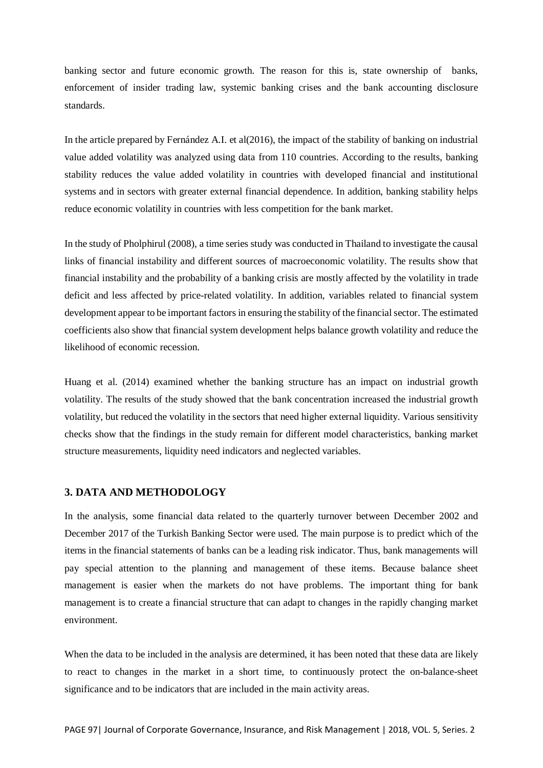banking sector and future economic growth. The reason for this is, state ownership of banks, enforcement of insider trading law, systemic banking crises and the bank accounting disclosure standards.

In the article prepared by Fernández A.I. et al(2016), the impact of the stability of banking on industrial value added volatility was analyzed using data from 110 countries. According to the results, banking stability reduces the value added volatility in countries with developed financial and institutional systems and in sectors with greater external financial dependence. In addition, banking stability helps reduce economic volatility in countries with less competition for the bank market.

In the study of Pholphirul (2008), a time series study was conducted in Thailand to investigate the causal links of financial instability and different sources of macroeconomic volatility. The results show that financial instability and the probability of a banking crisis are mostly affected by the volatility in trade deficit and less affected by price-related volatility. In addition, variables related to financial system development appear to be important factors in ensuring the stability of the financial sector. The estimated coefficients also show that financial system development helps balance growth volatility and reduce the likelihood of economic recession.

Huang et al. (2014) examined whether the banking structure has an impact on industrial growth volatility. The results of the study showed that the bank concentration increased the industrial growth volatility, but reduced the volatility in the sectors that need higher external liquidity. Various sensitivity checks show that the findings in the study remain for different model characteristics, banking market structure measurements, liquidity need indicators and neglected variables.

## 3. DATA AND METHODOLOGY

In the analysis, some financial data related to the quarterly turnover between December 2002 and December 2017 of the Turkish Banking Sector were used. The main purpose is to predict which of the items in the financial statements of banks can be a leading risk indicator. Thus, bank managements will pay special attention to the planning and management of these items. Because balance sheet management is easier when the markets do not have problems. The important thing for bank management is to create a financial structure that can adapt to changes in the rapidly changing market environment.

When the data to be included in the analysis are determined, it has been noted that these data are likely to react to changes in the market in a short time, to continuously protect the on-balance-sheet significance and to be indicators that are included in the main activity areas.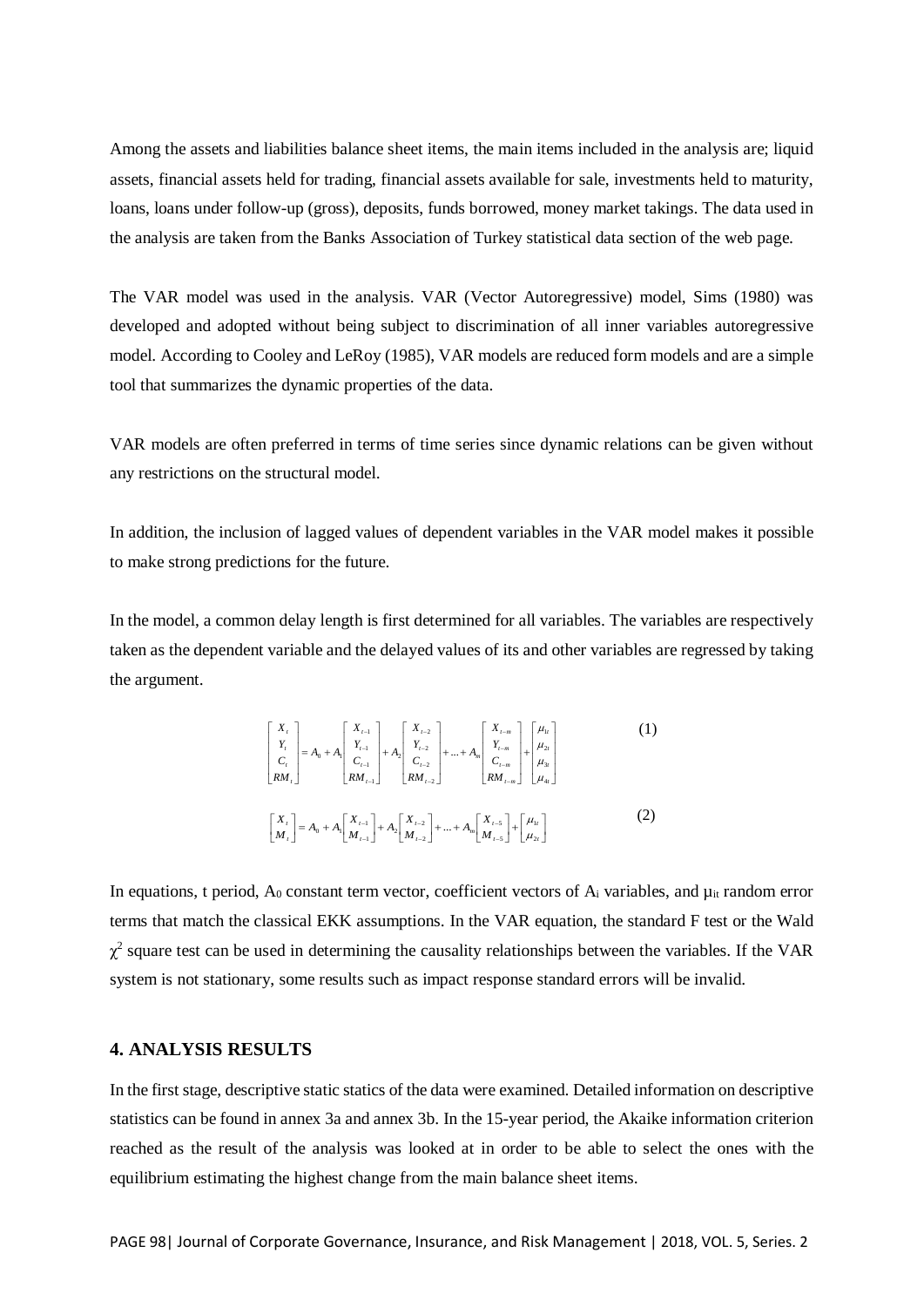Among the assets and liabilities balance sheet items, the main items included in the analysis are; liquid assets, financial assets held for trading, financial assets available for sale, investments held to maturity, loans, loans under follow-up (gross), deposits, funds borrowed, money market takings. The data used in the analysis are taken from the Banks Association of Turkey statistical data section of the web page.

The VAR model was used in the analysis. VAR (Vector Autoregressive) model, Sims (1980) was developed and adopted without being subject to discrimination of all inner variables autoregressive model. According to Cooley and LeRoy (1985), VAR models are reduced form models and are a simple tool that summarizes the dynamic properties of the data.

VAR models are often preferred in terms of time series since dynamic relations can be given without any restrictions on the structural model.

In addition, the inclusion of lagged values of dependent variables in the VAR model makes it possible to make strong predictions for the future.

In the model, a common delay length is first determined for all variables. The variables are respectively taken as the dependent variable and the delayed values of its and other variables are regressed by taking the argument.

$$\begin{bmatrix} X_t \\ Y_t \\ C_t \\ RM_t \end{bmatrix} = A_0 + A_1 \begin{bmatrix} X_{t-1} \\ Y_{t-1} \\ C_{t-1} \\ RM_{t-1} \end{bmatrix} + A_2 \begin{bmatrix} X_{t-2} \\ Y_{t-2} \\ C_{t-2} \\ RM_{t-2} \end{bmatrix} + \dots + A_m \begin{bmatrix} X_{t-m} \\ Y_{t-m} \\ C_{t-m} \\ RM_{t-m} \end{bmatrix} + \begin{bmatrix} \mu_{1t} \\ \mu_{2t} \\ \mu_{3t} \\ \mu_{4t} \end{bmatrix} \quad (1)$$

$$\begin{bmatrix} X_t \\ M_t \end{bmatrix} = A_0 + A_1 \begin{bmatrix} X_{t-1} \\ M_{t-1} \end{bmatrix} + A_2 \begin{bmatrix} X_{t-2} \\ M_{t-2} \end{bmatrix} + \dots + A_m \begin{bmatrix} X_{t-5} \\ M_{t-5} \end{bmatrix} + \begin{bmatrix} \mu_{1t} \\ \mu_{2t} \end{bmatrix} \quad (2)$$

In equations, t period, $A_0$ constant term vector, coefficient vectors of $A_i$ variables, and $\mu_{it}$ random error terms that match the classical EKK assumptions. In the VAR equation, the standard F test or the Wald $\chi^2$ square test can be used in determining the causality relationships between the variables. If the VAR system is not stationary, some results such as impact response standard errors will be invalid.

## 4. ANALYSIS RESULTS

In the first stage, descriptive static statics of the data were examined. Detailed information on descriptive statistics can be found in annex 3a and annex 3b. In the 15-year period, the Akaike information criterion reached as the result of the analysis was looked at in order to be able to select the ones with the equilibrium estimating the highest change from the main balance sheet items.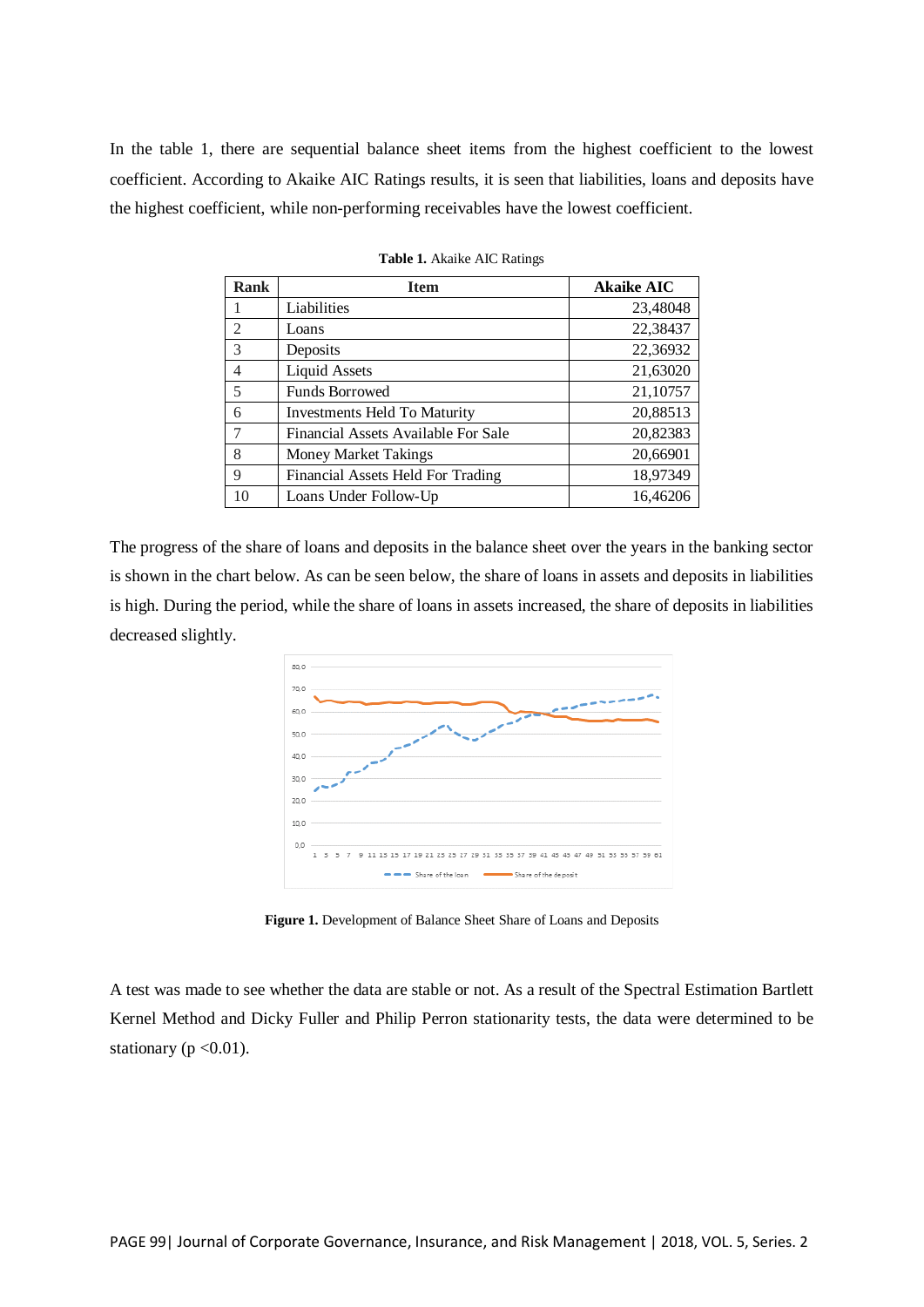In the table 1, there are sequential balance sheet items from the highest coefficient to the lowest coefficient. According to Akaike AIC Ratings results, it is seen that liabilities, loans and deposits have the highest coefficient, while non-performing receivables have the lowest coefficient.

**Table 1.** Akaike AIC Ratings

| Rank | Item | Akaike AIC |
|---|---|---|
| 1 | Liabilities | 23,48048 |
| 2 | Loans | 22,38437 |
| 3 | Deposits | 22,36932 |
| 4 | Liquid Assets | 21,63020 |
| 5 | Funds Borrowed | 21,10757 |
| 6 | Investments Held To Maturity | 20,88513 |
| 7 | Financial Assets Available For Sale | 20,82383 |
| 8 | Money Market Takings | 20,66901 |
| 9 | Financial Assets Held For Trading | 18,97349 |
| 10 | Loans Under Follow-Up | 16,46206 |

The progress of the share of loans and deposits in the balance sheet over the years in the banking sector is shown in the chart below. As can be seen below, the share of loans in assets and deposits in liabilities is high. During the period, while the share of loans in assets increased, the share of deposits in liabilities decreased slightly.

**Figure 1.** Development of Balance Sheet Share of Loans and Deposits

A test was made to see whether the data are stable or not. As a result of the Spectral Estimation Bartlett Kernel Method and Dicky Fuller and Philip Perron stationarity tests, the data were determined to be stationary ($p < 0.01$).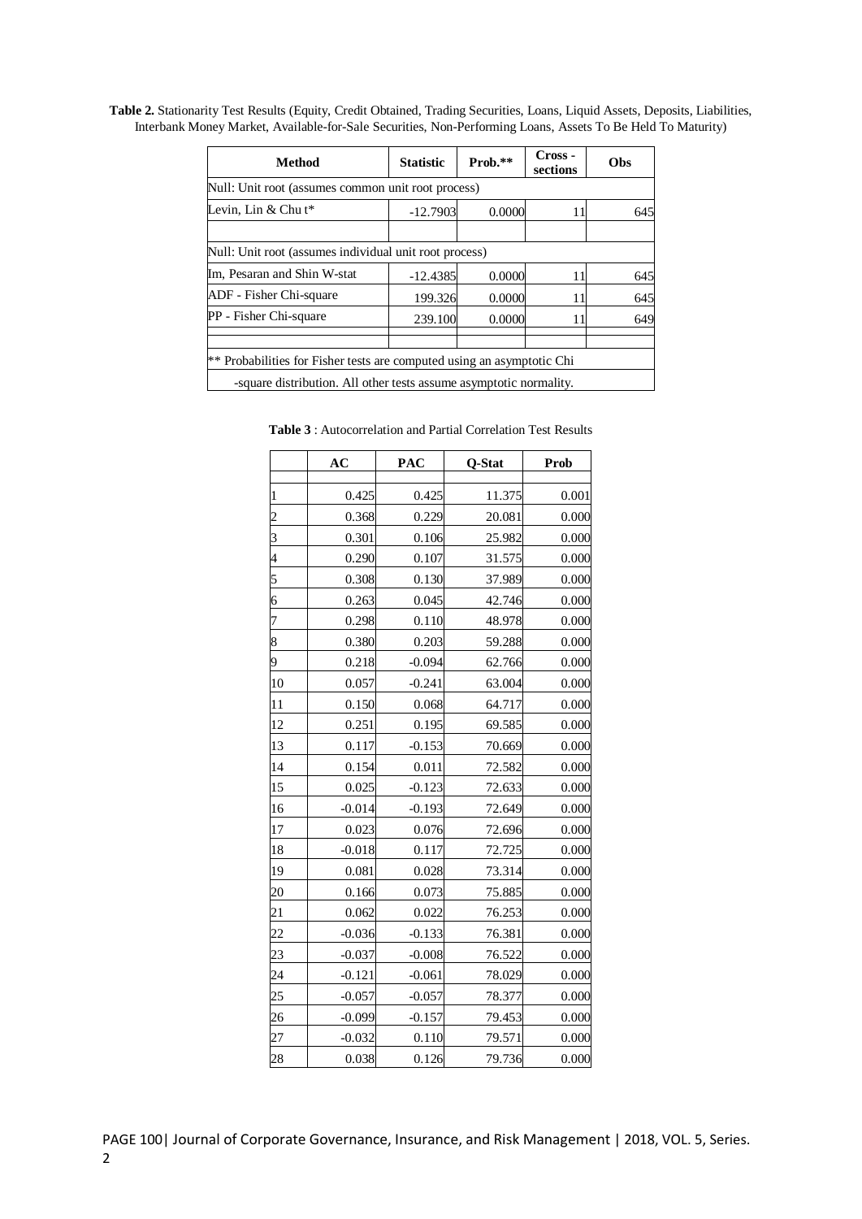**Table 2.** Stationarity Test Results (Equity, Credit Obtained, Trading Securities, Loans, Liquid Assets, Deposits, Liabilities, Interbank Money Market, Available-for-Sale Securities, Non-Performing Loans, Assets To Be Held To Maturity)

| Method | Statistic | Prob.** | Cross - sections | Obs |
|---|---|---|---|---|
| Null: Unit root (assumes common unit root process) | | | | |
| Levin, Lin & Chu t* | -12.7903 | 0.0000 | 11 | 645 |
| | | | | |
| Null: Unit root (assumes individual unit root process) | | | | |
| Im, Pesaran and Shin W-stat | -12.4385 | 0.0000 | 11 | 645 |
| ADF - Fisher Chi-square | 199.326 | 0.0000 | 11 | 645 |
| PP - Fisher Chi-square | 239.100 | 0.0000 | 11 | 649 |
| | | | | |
| ** Probabilities for Fisher tests are computed using an asymptotic Chi -square distribution. All other tests assume asymptotic normality. | | | | |

**Table 3** : Autocorrelation and Partial Correlation Test Results

| | AC | PAC | Q-Stat | Prob |
|---|---|---|---|---|
| 1 | 0.425 | 0.425 | 11.375 | 0.001 |
| 2 | 0.368 | 0.229 | 20.081 | 0.000 |
| 3 | 0.301 | 0.106 | 25.982 | 0.000 |
| 4 | 0.290 | 0.107 | 31.575 | 0.000 |
| 5 | 0.308 | 0.130 | 37.989 | 0.000 |
| 6 | 0.263 | 0.045 | 42.746 | 0.000 |
| 7 | 0.298 | 0.110 | 48.978 | 0.000 |
| 8 | 0.380 | 0.203 | 59.288 | 0.000 |
| 9 | 0.218 | -0.094 | 62.766 | 0.000 |
| 10 | 0.057 | -0.241 | 63.004 | 0.000 |
| 11 | 0.150 | 0.068 | 64.717 | 0.000 |
| 12 | 0.251 | 0.195 | 69.585 | 0.000 |
| 13 | 0.117 | -0.153 | 70.669 | 0.000 |
| 14 | 0.154 | 0.011 | 72.582 | 0.000 |
| 15 | 0.025 | -0.123 | 72.633 | 0.000 |
| 16 | -0.014 | -0.193 | 72.649 | 0.000 |
| 17 | 0.023 | 0.076 | 72.696 | 0.000 |
| 18 | -0.018 | 0.117 | 72.725 | 0.000 |
| 19 | 0.081 | 0.028 | 73.314 | 0.000 |
| 20 | 0.166 | 0.073 | 75.885 | 0.000 |
| 21 | 0.062 | 0.022 | 76.253 | 0.000 |
| 22 | -0.036 | -0.133 | 76.381 | 0.000 |
| 23 | -0.037 | -0.008 | 76.522 | 0.000 |
| 24 | -0.121 | -0.061 | 78.029 | 0.000 |
| 25 | -0.057 | -0.057 | 78.377 | 0.000 |
| 26 | -0.099 | -0.157 | 79.453 | 0.000 |
| 27 | -0.032 | 0.110 | 79.571 | 0.000 |
| 28 | 0.038 | 0.126 | 79.736 | 0.000 |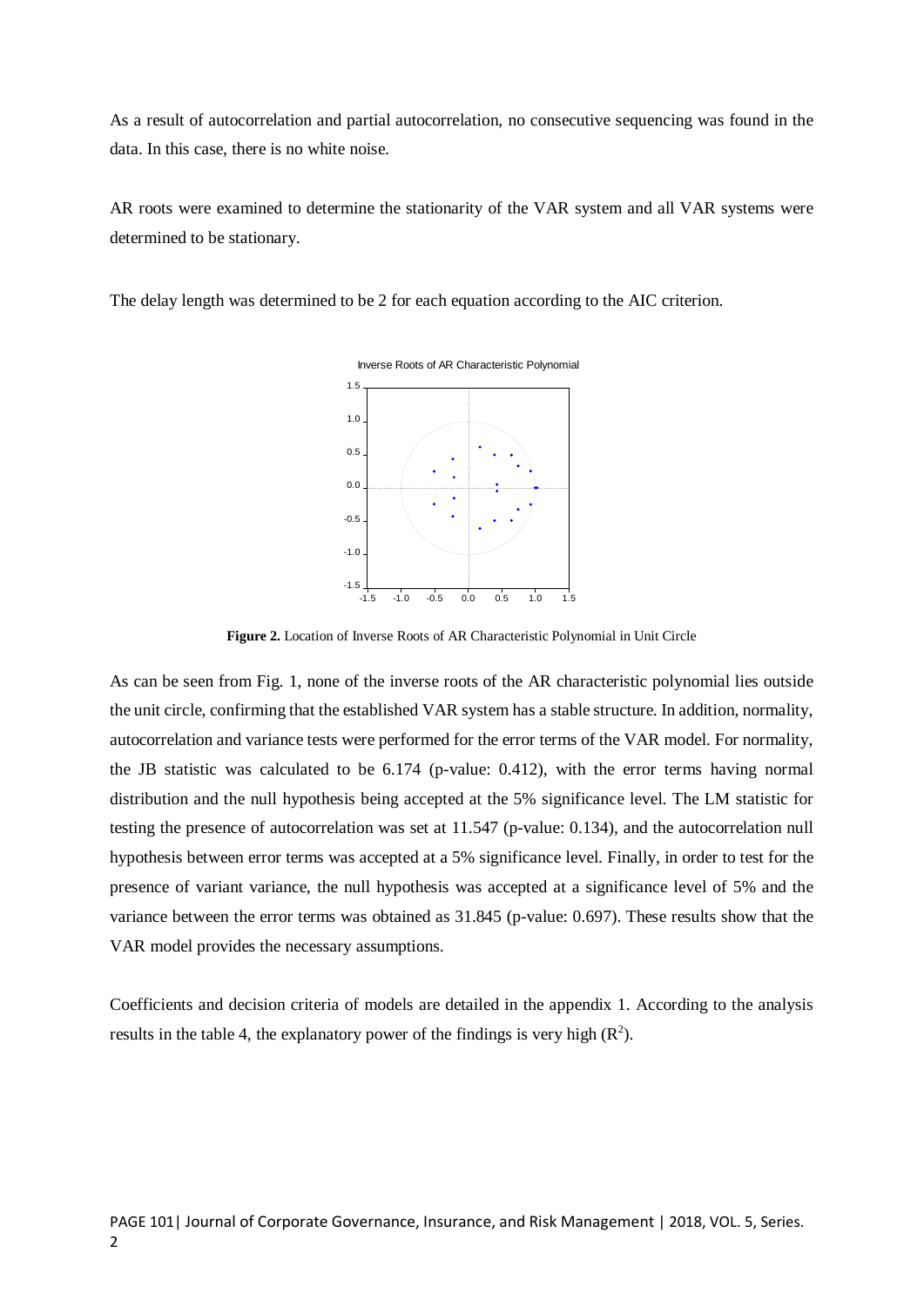As a result of autocorrelation and partial autocorrelation, no consecutive sequencing was found in the data. In this case, there is no white noise.

AR roots were examined to determine the stationarity of the VAR system and all VAR systems were determined to be stationary.

The delay length was determined to be 2 for each equation according to the AIC criterion.

**Figure 2.** Location of Inverse Roots of AR Characteristic Polynomial in Unit Circle

As can be seen from Fig. 1, none of the inverse roots of the AR characteristic polynomial lies outside the unit circle, confirming that the established VAR system has a stable structure. In addition, normality, autocorrelation and variance tests were performed for the error terms of the VAR model. For normality, the JB statistic was calculated to be 6.174 (p-value: 0.412), with the error terms having normal distribution and the null hypothesis being accepted at the 5% significance level. The LM statistic for testing the presence of autocorrelation was set at 11.547 (p-value: 0.134), and the autocorrelation null hypothesis between error terms was accepted at a 5% significance level. Finally, in order to test for the presence of variant variance, the null hypothesis was accepted at a significance level of 5% and the variance between the error terms was obtained as 31.845 (p-value: 0.697). These results show that the VAR model provides the necessary assumptions.

Coefficients and decision criteria of models are detailed in the appendix 1. According to the analysis results in the table 4, the explanatory power of the findings is very high ($R^2$).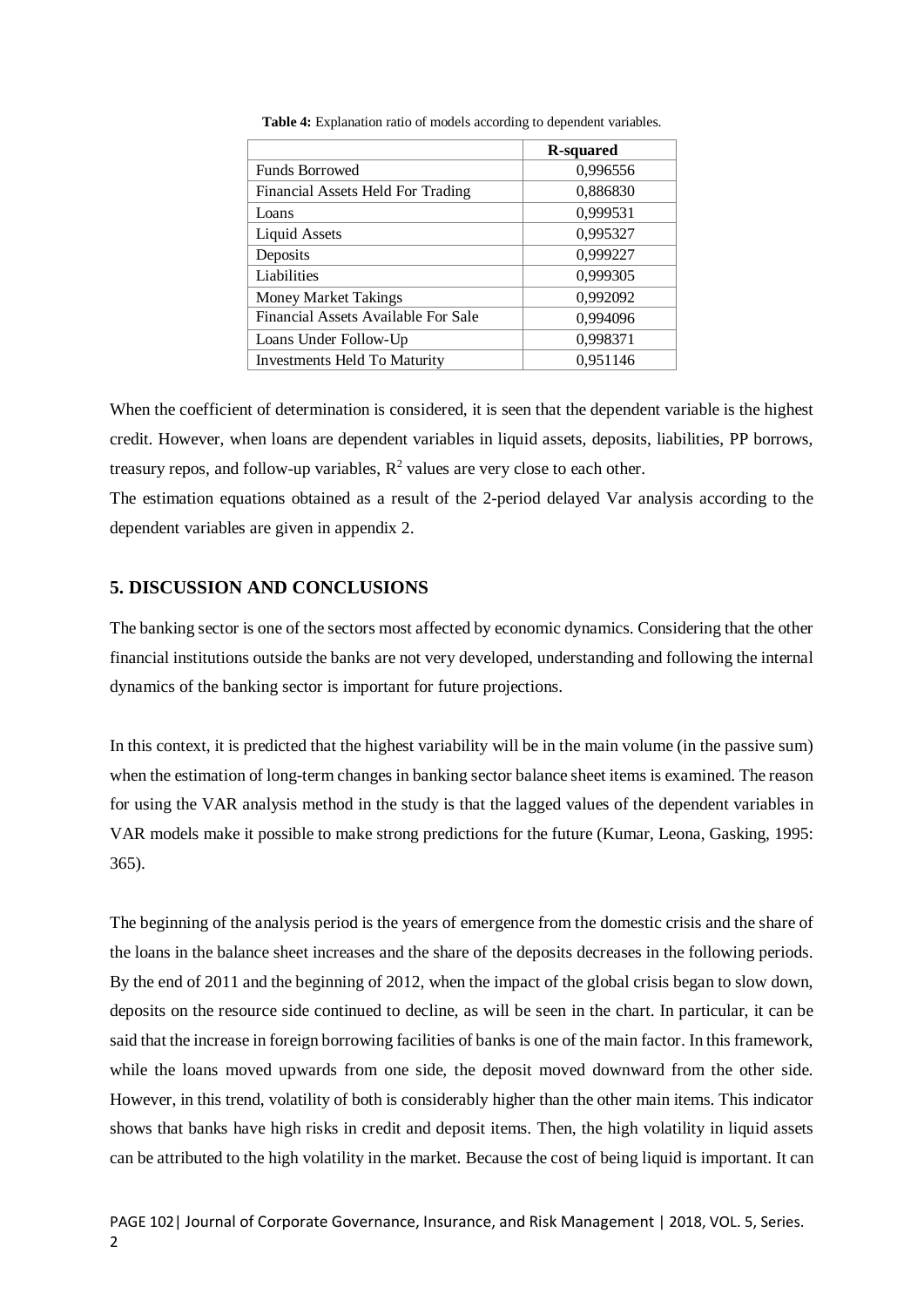**Table 4:** Explanation ratio of models according to dependent variables.

| | R-squared |
|---|---|
| Funds Borrowed | 0,996556 |
| Financial Assets Held For Trading | 0,886830 |
| Loans | 0,999531 |
| Liquid Assets | 0,995327 |
| Deposits | 0,999227 |
| Liabilities | 0,999305 |
| Money Market Takings | 0,992092 |
| Financial Assets Available For Sale | 0,994096 |
| Loans Under Follow-Up | 0,998371 |
| Investments Held To Maturity | 0,951146 |

When the coefficient of determination is considered, it is seen that the dependent variable is the highest credit. However, when loans are dependent variables in liquid assets, deposits, liabilities, PP borrows, treasury repos, and follow-up variables, $R^2$ values are very close to each other.

The estimation equations obtained as a result of the 2-period delayed Var analysis according to the dependent variables are given in appendix 2.

## 5. DISCUSSION AND CONCLUSIONS

The banking sector is one of the sectors most affected by economic dynamics. Considering that the other financial institutions outside the banks are not very developed, understanding and following the internal dynamics of the banking sector is important for future projections.

In this context, it is predicted that the highest variability will be in the main volume (in the passive sum) when the estimation of long-term changes in banking sector balance sheet items is examined. The reason for using the VAR analysis method in the study is that the lagged values of the dependent variables in VAR models make it possible to make strong predictions for the future (Kumar, Leona, Gasking, 1995: 365).

The beginning of the analysis period is the years of emergence from the domestic crisis and the share of the loans in the balance sheet increases and the share of the deposits decreases in the following periods. By the end of 2011 and the beginning of 2012, when the impact of the global crisis began to slow down, deposits on the resource side continued to decline, as will be seen in the chart. In particular, it can be said that the increase in foreign borrowing facilities of banks is one of the main factor. In this framework, while the loans moved upwards from one side, the deposit moved downward from the other side. However, in this trend, volatility of both is considerably higher than the other main items. This indicator shows that banks have high risks in credit and deposit items. Then, the high volatility in liquid assets can be attributed to the high volatility in the market. Because the cost of being liquid is important. It can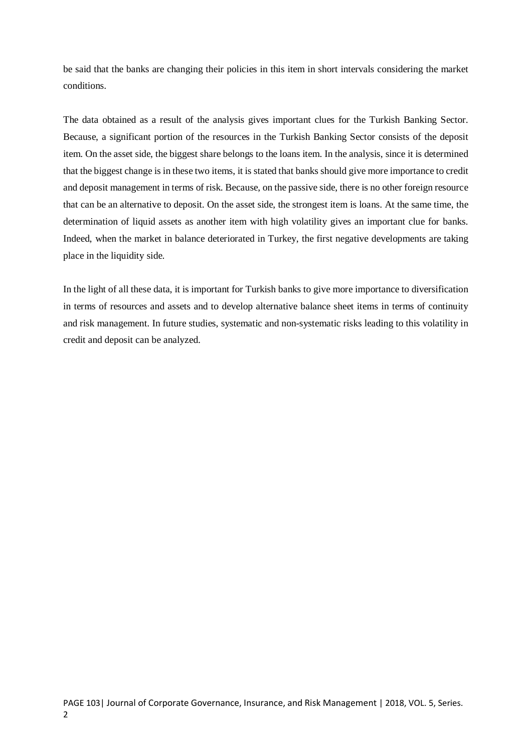be said that the banks are changing their policies in this item in short intervals considering the market conditions.

The data obtained as a result of the analysis gives important clues for the Turkish Banking Sector. Because, a significant portion of the resources in the Turkish Banking Sector consists of the deposit item. On the asset side, the biggest share belongs to the loans item. In the analysis, since it is determined that the biggest change is in these two items, it is stated that banks should give more importance to credit and deposit management in terms of risk. Because, on the passive side, there is no other foreign resource that can be an alternative to deposit. On the asset side, the strongest item is loans. At the same time, the determination of liquid assets as another item with high volatility gives an important clue for banks. Indeed, when the market in balance deteriorated in Turkey, the first negative developments are taking place in the liquidity side.

In the light of all these data, it is important for Turkish banks to give more importance to diversification in terms of resources and assets and to develop alternative balance sheet items in terms of continuity and risk management. In future studies, systematic and non-systematic risks leading to this volatility in credit and deposit can be analyzed.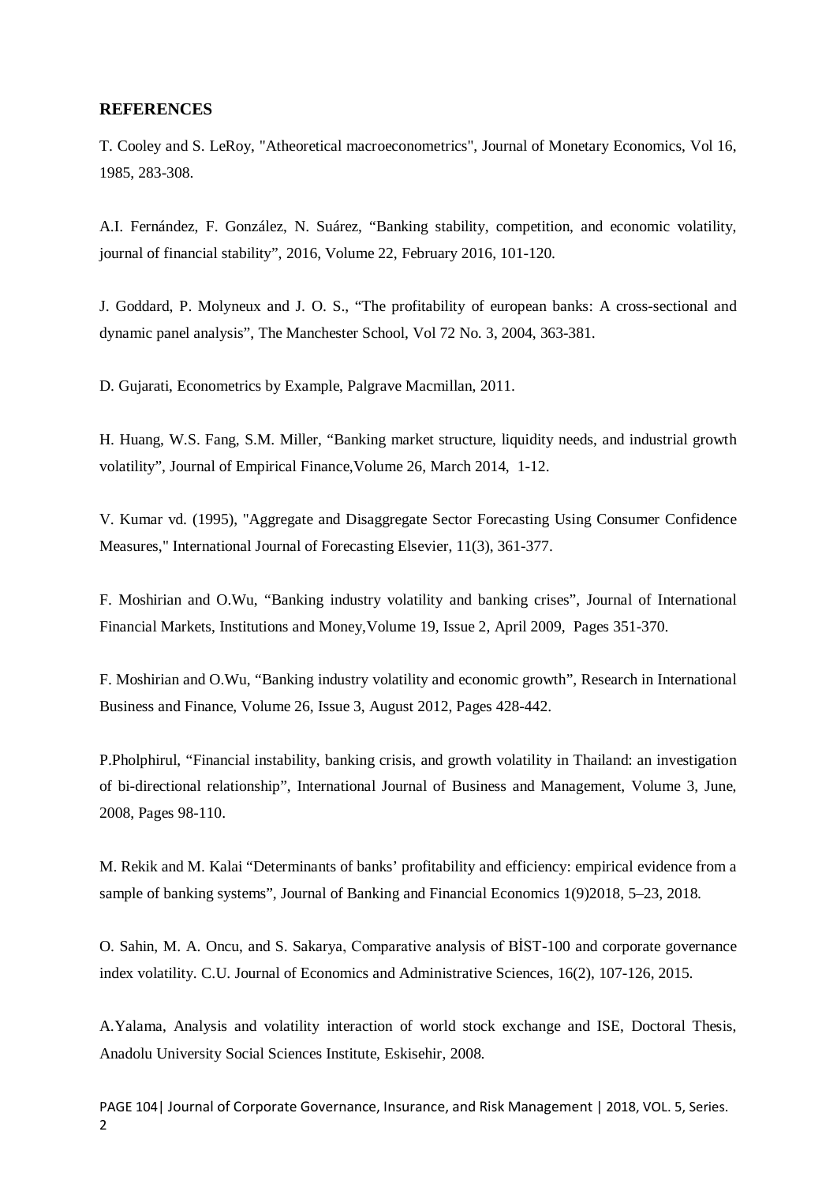## REFERENCES

T. Cooley and S. LeRoy, "Atheoretical macroeconometrics", Journal of Monetary Economics, Vol 16, 1985, 283-308.

A.I. Fernández, F. González, N. Suárez, "Banking stability, competition, and economic volatility, journal of financial stability", 2016, Volume 22, February 2016, 101-120.

J. Goddard, P. Molyneux and J. O. S., "The profitability of european banks: A cross-sectional and dynamic panel analysis", The Manchester School, Vol 72 No. 3, 2004, 363-381.

D. Gujarati, Econometrics by Example, Palgrave Macmillan, 2011.

H. Huang, W.S. Fang, S.M. Miller, "Banking market structure, liquidity needs, and industrial growth volatility", Journal of Empirical Finance,Volume 26, March 2014, 1-12.

V. Kumar vd. (1995), "Aggregate and Disaggregate Sector Forecasting Using Consumer Confidence Measures," International Journal of Forecasting Elsevier, 11(3), 361-377.

F. Moshirian and O.Wu, "Banking industry volatility and banking crises", Journal of International Financial Markets, Institutions and Money,Volume 19, Issue 2, April 2009, Pages 351-370.

F. Moshirian and O.Wu, "Banking industry volatility and economic growth", Research in International Business and Finance, Volume 26, Issue 3, August 2012, Pages 428-442.

P.Pholphirul, "Financial instability, banking crisis, and growth volatility in Thailand: an investigation of bi-directional relationship", International Journal of Business and Management, Volume 3, June, 2008, Pages 98-110.

M. Rekik and M. Kalai "Determinants of banks' profitability and efficiency: empirical evidence from a sample of banking systems", Journal of Banking and Financial Economics 1(9)2018, 5–23, 2018.

O. Sahin, M. A. Oncu, and S. Sakarya, Comparative analysis of BİST-100 and corporate governance index volatility. C.U. Journal of Economics and Administrative Sciences, 16(2), 107-126, 2015.

A.Yalama, Analysis and volatility interaction of world stock exchange and ISE, Doctoral Thesis, Anadolu University Social Sciences Institute, Eskisehir, 2008.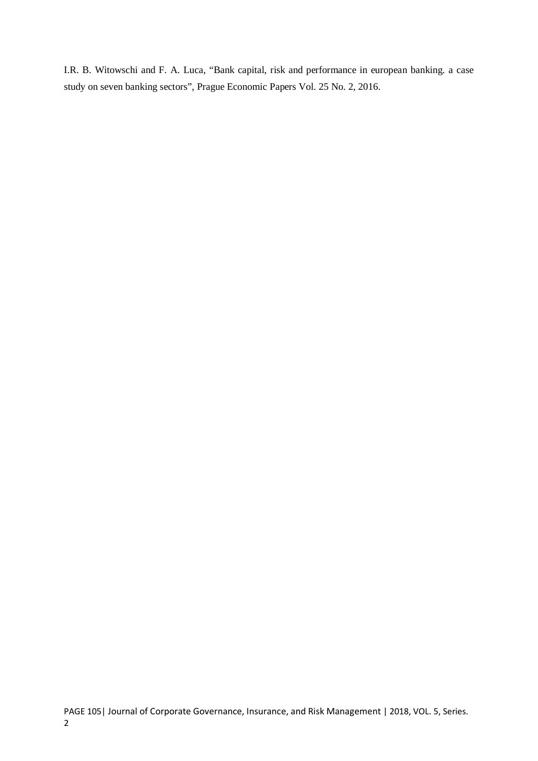I.R. B. Witowschi and F. A. Luca, “Bank capital, risk and performance in european banking. a case study on seven banking sectors”, Prague Economic Papers Vol. 25 No. 2, 2016.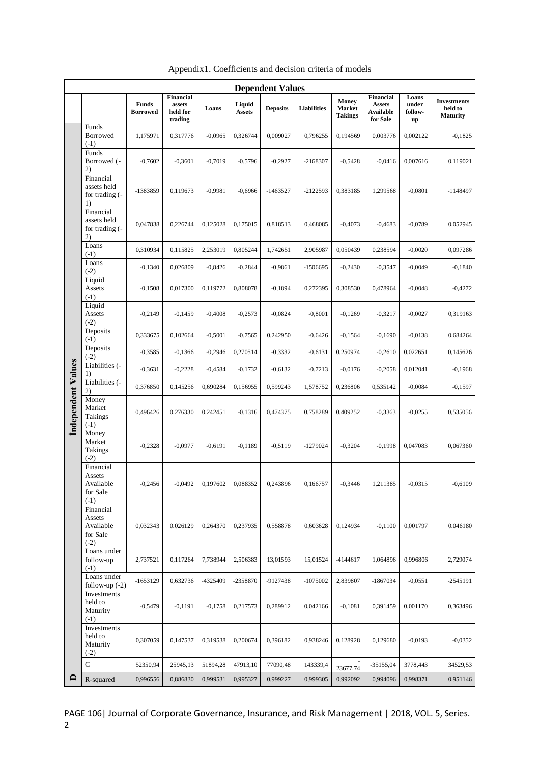Appendix1. Coefficients and decision criteria of models

| | | Dependent Values | | | | | | | | | |
|---|---|---|---|---|---|---|---|---|---|---|---|
| | | **Funds Borrowed** | **Financial assets held for trading** | **Loans** | **Liquid Assets** | **Deposits** | **Liabilities** | **Money Market Takings** | **Financial Assets Available for Sale** | **Loans under follow-up** | **Investments held to Maturity** |
| **İndependent Values** | Funds Borrowed (-1) | 1,175971 | 0,317776 | -0,0965 | 0,326744 | 0,009027 | 0,796255 | 0,194569 | 0,003776 | 0,002122 | -0,1825 |
| | Funds Borrowed (-2) | -0,7602 | -0,3601 | -0,7019 | -0,5796 | -0,2927 | -2168307 | -0,5428 | -0,0416 | 0,007616 | 0,119021 |
| | Financial assets held for trading (-1) | -1383859 | 0,119673 | -0,9981 | -0,6966 | -1463527 | -2122593 | 0,383185 | 1,299568 | -0,0801 | -1148497 |
| | Financial assets held for trading (-2) | 0,047838 | 0,226744 | 0,125028 | 0,175015 | 0,818513 | 0,468085 | -0,4073 | -0,4683 | -0,0789 | 0,052945 |
| | Loans (-1) | 0,310934 | 0,115825 | 2,253019 | 0,805244 | 1,742651 | 2,905987 | 0,050439 | 0,238594 | -0,0020 | 0,097286 |
| | Loans (-2) | -0,1340 | 0,026809 | -0,8426 | -0,2844 | -0,9861 | -1506695 | -0,2430 | -0,3547 | -0,0049 | -0,1840 |
| | Liquid Assets (-1) | -0,1508 | 0,017300 | 0,119772 | 0,808078 | -0,1894 | 0,272395 | 0,308530 | 0,478964 | -0,0048 | -0,4272 |
| | Liquid Assets (-2) | -0,2149 | -0,1459 | -0,4008 | -0,2573 | -0,0824 | -0,8001 | -0,1269 | -0,3217 | -0,0027 | 0,319163 |
| | Deposits (-1) | 0,333675 | 0,102664 | -0,5001 | -0,7565 | 0,242950 | -0,6426 | -0,1564 | -0,1690 | -0,0138 | 0,684264 |
| | Deposits (-2) | -0,3585 | -0,1366 | -0,2946 | 0,270514 | -0,3332 | -0,6131 | 0,250974 | -0,2610 | 0,022651 | 0,145626 |
| | Liabilities (-1) | -0,3631 | -0,2228 | -0,4584 | -0,1732 | -0,6132 | -0,7213 | -0,0176 | -0,2058 | 0,012041 | -0,1968 |
| | Liabilities (-2) | 0,376850 | 0,145256 | 0,690284 | 0,156955 | 0,599243 | 1,578752 | 0,236806 | 0,535142 | -0,0084 | -0,1597 |
| | Money Market Takings (-1) | 0,496426 | 0,276330 | 0,242451 | -0,1316 | 0,474375 | 0,758289 | 0,409252 | -0,3363 | -0,0255 | 0,535056 |
| | Money Market Takings (-2) | -0,2328 | -0,0977 | -0,6191 | -0,1189 | -0,5119 | -1279024 | -0,3204 | -0,1998 | 0,047083 | 0,067360 |
| | Financial Assets Available for Sale (-1) | -0,2456 | -0,0492 | 0,197602 | 0,088352 | 0,243896 | 0,166757 | -0,3446 | 1,211385 | -0,0315 | -0,6109 |
| | Financial Assets Available for Sale (-2) | 0,032343 | 0,026129 | 0,264370 | 0,237935 | 0,558878 | 0,603628 | 0,124934 | -0,1100 | 0,001797 | 0,046180 |
| | Loans under follow-up (-1) | 2,737521 | 0,117264 | 7,738944 | 2,506383 | 13,01593 | 15,01524 | -4144617 | 1,064896 | 0,996806 | 2,729074 |
| | Loans under follow-up (-2) | -1653129 | 0,632736 | -4325409 | -2358870 | -9127438 | -1075002 | 2,839807 | -1867034 | -0,0551 | -2545191 |
| | Investments held to Maturity (-1) | -0,5479 | -0,1191 | -0,1758 | 0,217573 | 0,289912 | 0,042166 | -0,1081 | 0,391459 | 0,001170 | 0,363496 |
| | Investments held to Maturity (-2) | 0,307059 | 0,147537 | 0,319538 | 0,200674 | 0,396182 | 0,938246 | 0,128928 | 0,129680 | -0,0193 | -0,0352 |
| | C | 52350,94 | 25945,13 | 51894,28 | 47913,10 | 77090,48 | 143339,4 | -23677,74 | -35155,04 | 3778,443 | 34529,53 |
| **D** | R-squared | 0,996556 | 0,886830 | 0,999531 | 0,995327 | 0,999227 | 0,999305 | 0,992092 | 0,994096 | 0,998371 | 0,951146 |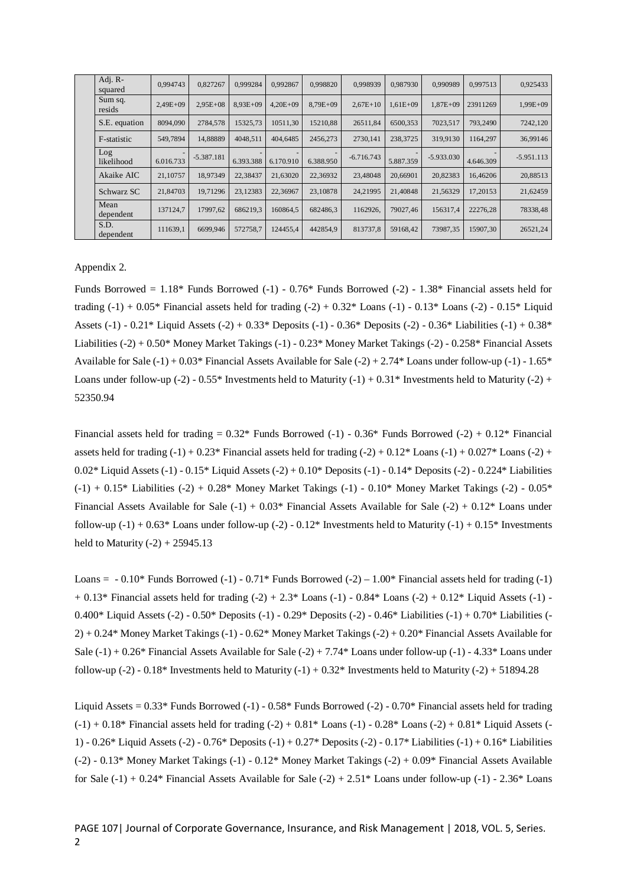| | | | | | | | | | | |
|---|---|---|---|---|---|---|---|---|---|---|
| Adj. R-squared | 0,994743 | 0,827267 | 0,999284 | 0,992867 | 0,998820 | 0,998939 | 0,987930 | 0,990989 | 0,997513 | 0,925433 |
| Sum sq. resids | 2,49E+09 | 2,95E+08 | 8,93E+09 | 4,20E+09 | 8,79E+09 | 2,67E+10 | 1,61E+09 | 1,87E+09 | 23911269 | 1,99E+09 |
| S.E. equation | 8094,090 | 2784,578 | 15325,73 | 10511,30 | 15210,88 | 26511,84 | 6500,353 | 7023,517 | 793,2490 | 7242,120 |
| F-statistic | 549,7894 | 14,88889 | 4048,511 | 404,6485 | 2456,273 | 2730,141 | 238,3725 | 319,9130 | 1164,297 | 36,99146 |
| Log likelihood | -6.016.733 | -5.387.181 | -6.393.388 | -6.170.910 | -6.388.950 | -6.716.743 | -5.887.359 | -5.933.030 | -4.646.309 | -5.951.113 |
| Akaike AIC | 21,10757 | 18,97349 | 22,38437 | 21,63020 | 22,36932 | 23,48048 | 20,66901 | 20,82383 | 16,46206 | 20,88513 |
| Schwarz SC | 21,84703 | 19,71296 | 23,12383 | 22,36967 | 23,10878 | 24,21995 | 21,40848 | 21,56329 | 17,20153 | 21,62459 |
| Mean dependent | 137124,7 | 17997,62 | 686219,3 | 160864,5 | 682486,3 | 1162926, | 79027,46 | 156317,4 | 22276,28 | 78338,48 |
| S.D. dependent | 111639,1 | 6699,946 | 572758,7 | 124455,4 | 442854,9 | 813737,8 | 59168,42 | 73987,35 | 15907,30 | 26521,24 |

Appendix 2.

Funds Borrowed = 1.18* Funds Borrowed (-1) - 0.76* Funds Borrowed (-2) - 1.38* Financial assets held for trading (-1) + 0.05* Financial assets held for trading (-2) + 0.32* Loans (-1) - 0.13* Loans (-2) - 0.15* Liquid Assets (-1) - 0.21* Liquid Assets (-2) + 0.33* Deposits (-1) - 0.36* Deposits (-2) - 0.36* Liabilities (-1) + 0.38* Liabilities (-2) + 0.50* Money Market Takings (-1) - 0.23* Money Market Takings (-2) - 0.258* Financial Assets Available for Sale (-1) + 0.03* Financial Assets Available for Sale (-2) + 2.74* Loans under follow-up (-1) - 1.65* Loans under follow-up (-2) - 0.55* Investments held to Maturity (-1) + 0.31* Investments held to Maturity (-2) + 52350.94

Financial assets held for trading = 0.32* Funds Borrowed (-1) - 0.36* Funds Borrowed (-2) + 0.12* Financial assets held for trading (-1) + 0.23* Financial assets held for trading (-2) + 0.12* Loans (-1) + 0.027* Loans (-2) + 0.02* Liquid Assets (-1) - 0.15* Liquid Assets (-2) + 0.10* Deposits (-1) - 0.14* Deposits (-2) - 0.224* Liabilities (-1) + 0.15* Liabilities (-2) + 0.28* Money Market Takings (-1) - 0.10* Money Market Takings (-2) - 0.05* Financial Assets Available for Sale (-1) + 0.03* Financial Assets Available for Sale (-2) + 0.12* Loans under follow-up (-1) + 0.63* Loans under follow-up (-2) - 0.12* Investments held to Maturity (-1) + 0.15* Investments held to Maturity (-2) + 25945.13

Loans = - 0.10* Funds Borrowed (-1) - 0.71* Funds Borrowed (-2) – 1.00* Financial assets held for trading (-1) + 0.13* Financial assets held for trading (-2) + 2.3* Loans (-1) - 0.84* Loans (-2) + 0.12* Liquid Assets (-1) - 0.400* Liquid Assets (-2) - 0.50* Deposits (-1) - 0.29* Deposits (-2) - 0.46* Liabilities (-1) + 0.70* Liabilities (-2) + 0.24* Money Market Takings (-1) - 0.62* Money Market Takings (-2) + 0.20* Financial Assets Available for Sale (-1) + 0.26* Financial Assets Available for Sale (-2) + 7.74* Loans under follow-up (-1) - 4.33* Loans under follow-up (-2) - 0.18* Investments held to Maturity (-1) + 0.32* Investments held to Maturity (-2) + 51894.28

Liquid Assets = 0.33* Funds Borrowed (-1) - 0.58* Funds Borrowed (-2) - 0.70* Financial assets held for trading (-1) + 0.18* Financial assets held for trading (-2) + 0.81* Loans (-1) - 0.28* Loans (-2) + 0.81* Liquid Assets (-1) - 0.26* Liquid Assets (-2) - 0.76* Deposits (-1) + 0.27* Deposits (-2) - 0.17* Liabilities (-1) + 0.16* Liabilities (-2) - 0.13* Money Market Takings (-1) - 0.12* Money Market Takings (-2) + 0.09* Financial Assets Available for Sale (-1) + 0.24* Financial Assets Available for Sale (-2) + 2.51* Loans under follow-up (-1) - 2.36* Loans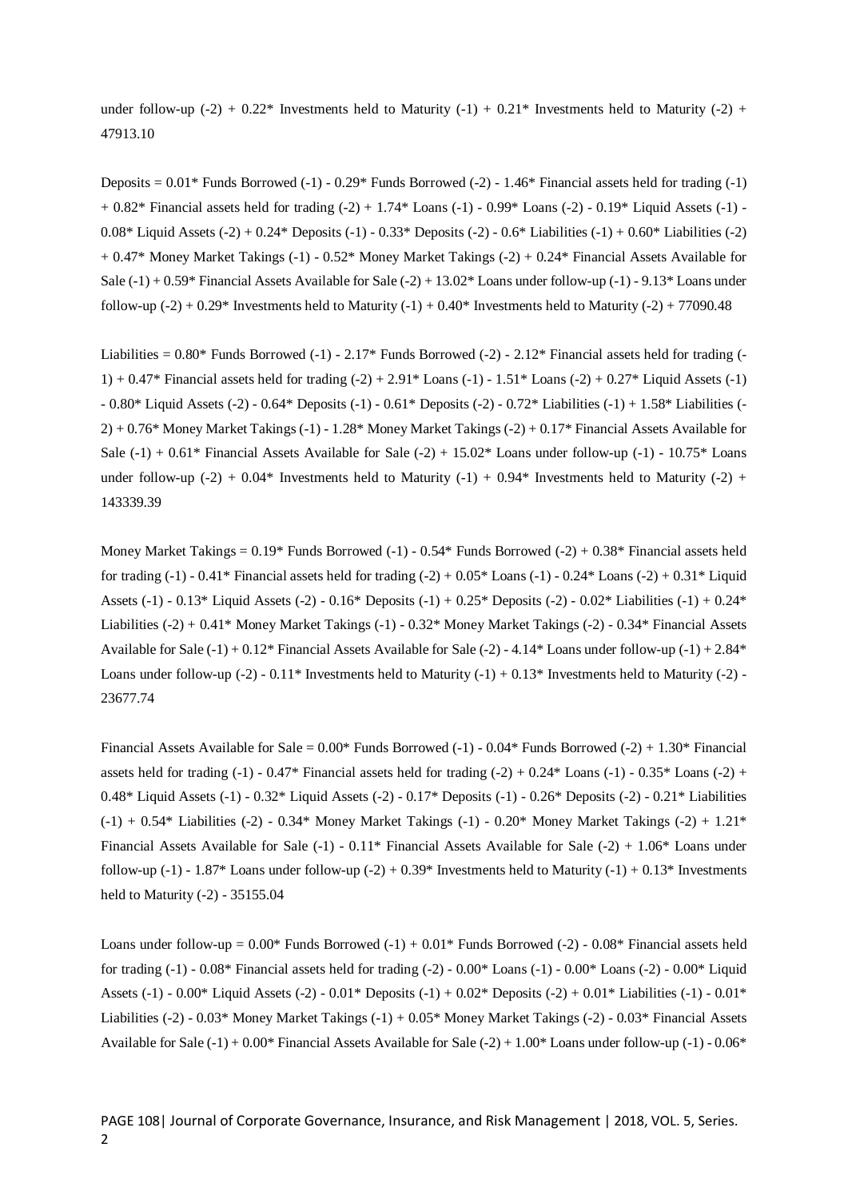under follow-up (-2) + 0.22* Investments held to Maturity (-1) + 0.21* Investments held to Maturity (-2) + 47913.10

Deposits = 0.01* Funds Borrowed (-1) - 0.29* Funds Borrowed (-2) - 1.46* Financial assets held for trading (-1) + 0.82* Financial assets held for trading (-2) + 1.74* Loans (-1) - 0.99* Loans (-2) - 0.19* Liquid Assets (-1) - 0.08* Liquid Assets (-2) + 0.24* Deposits (-1) - 0.33* Deposits (-2) - 0.6* Liabilities (-1) + 0.60* Liabilities (-2) + 0.47* Money Market Takings (-1) - 0.52* Money Market Takings (-2) + 0.24* Financial Assets Available for Sale (-1) + 0.59* Financial Assets Available for Sale (-2) + 13.02* Loans under follow-up (-1) - 9.13* Loans under follow-up (-2) + 0.29* Investments held to Maturity (-1) + 0.40* Investments held to Maturity (-2) + 77090.48

Liabilities = 0.80* Funds Borrowed (-1) - 2.17* Funds Borrowed (-2) - 2.12* Financial assets held for trading (-1) + 0.47* Financial assets held for trading (-2) + 2.91* Loans (-1) - 1.51* Loans (-2) + 0.27* Liquid Assets (-1) - 0.80* Liquid Assets (-2) - 0.64* Deposits (-1) - 0.61* Deposits (-2) - 0.72* Liabilities (-1) + 1.58* Liabilities (-2) + 0.76* Money Market Takings (-1) - 1.28* Money Market Takings (-2) + 0.17* Financial Assets Available for Sale (-1) + 0.61* Financial Assets Available for Sale (-2) + 15.02* Loans under follow-up (-1) - 10.75* Loans under follow-up (-2) + 0.04* Investments held to Maturity (-1) + 0.94* Investments held to Maturity (-2) + 143339.39

Money Market Takings = 0.19* Funds Borrowed (-1) - 0.54* Funds Borrowed (-2) + 0.38* Financial assets held for trading (-1) - 0.41* Financial assets held for trading (-2) + 0.05* Loans (-1) - 0.24* Loans (-2) + 0.31* Liquid Assets (-1) - 0.13* Liquid Assets (-2) - 0.16* Deposits (-1) + 0.25* Deposits (-2) - 0.02* Liabilities (-1) + 0.24* Liabilities (-2) + 0.41* Money Market Takings (-1) - 0.32* Money Market Takings (-2) - 0.34* Financial Assets Available for Sale (-1) + 0.12* Financial Assets Available for Sale (-2) - 4.14* Loans under follow-up (-1) + 2.84* Loans under follow-up (-2) - 0.11* Investments held to Maturity (-1) + 0.13* Investments held to Maturity (-2) - 23677.74

Financial Assets Available for Sale = 0.00* Funds Borrowed (-1) - 0.04* Funds Borrowed (-2) + 1.30* Financial assets held for trading (-1) - 0.47* Financial assets held for trading (-2) + 0.24* Loans (-1) - 0.35* Loans (-2) + 0.48* Liquid Assets (-1) - 0.32* Liquid Assets (-2) - 0.17* Deposits (-1) - 0.26* Deposits (-2) - 0.21* Liabilities (-1) + 0.54* Liabilities (-2) - 0.34* Money Market Takings (-1) - 0.20* Money Market Takings (-2) + 1.21* Financial Assets Available for Sale (-1) - 0.11* Financial Assets Available for Sale (-2) + 1.06* Loans under follow-up (-1) - 1.87* Loans under follow-up (-2) + 0.39* Investments held to Maturity (-1) + 0.13* Investments held to Maturity (-2) - 35155.04

Loans under follow-up = 0.00* Funds Borrowed (-1) + 0.01* Funds Borrowed (-2) - 0.08* Financial assets held for trading (-1) - 0.08* Financial assets held for trading (-2) - 0.00* Loans (-1) - 0.00* Loans (-2) - 0.00* Liquid Assets (-1) - 0.00* Liquid Assets (-2) - 0.01* Deposits (-1) + 0.02* Deposits (-2) + 0.01* Liabilities (-1) - 0.01* Liabilities (-2) - 0.03* Money Market Takings (-1) + 0.05* Money Market Takings (-2) - 0.03* Financial Assets Available for Sale (-1) + 0.00* Financial Assets Available for Sale (-2) + 1.00* Loans under follow-up (-1) - 0.06*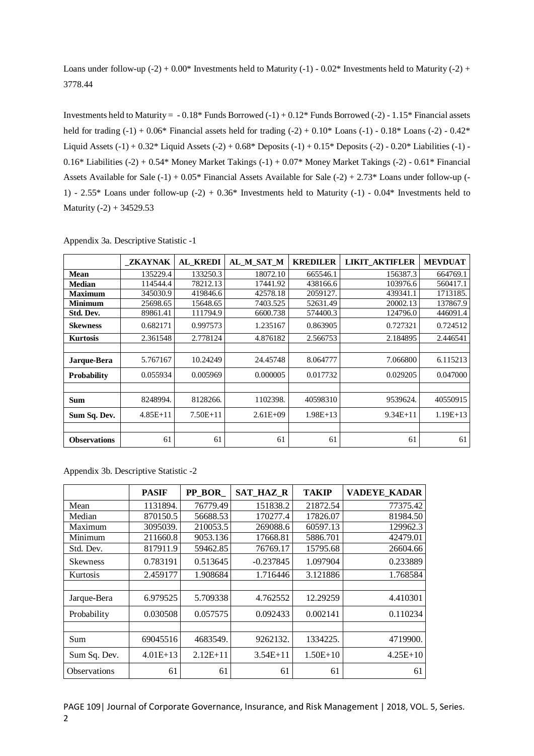Loans under follow-up (-2) + 0.00* Investments held to Maturity (-1) - 0.02* Investments held to Maturity (-2) + 3778.44

Investments held to Maturity = - 0.18* Funds Borrowed (-1) + 0.12* Funds Borrowed (-2) - 1.15* Financial assets held for trading (-1) + 0.06* Financial assets held for trading (-2) + 0.10* Loans (-1) - 0.18* Loans (-2) - 0.42* Liquid Assets (-1) + 0.32* Liquid Assets (-2) + 0.68* Deposits (-1) + 0.15* Deposits (-2) - 0.20* Liabilities (-1) - 0.16* Liabilities (-2) + 0.54* Money Market Takings (-1) + 0.07* Money Market Takings (-2) - 0.61* Financial Assets Available for Sale (-1) + 0.05* Financial Assets Available for Sale (-2) + 2.73* Loans under follow-up (-1) - 2.55* Loans under follow-up (-2) + 0.36* Investments held to Maturity (-1) - 0.04* Investments held to Maturity (-2) + 34529.53

Appendix 3a. Descriptive Statistic -1

| | _ZKAYNAK | AL_KREDI | AL_M_SAT_M | KREDILER | LIKIT_AKTIFLER | MEVDUAT |
|---|---|---|---|---|---|---|
| **Mean** | 135229.4 | 133250.3 | 18072.10 | 665546.1 | 156387.3 | 664769.1 |
| **Median** | 114544.4 | 78212.13 | 17441.92 | 438166.6 | 103976.6 | 560417.1 |
| **Maximum** | 345030.9 | 419846.6 | 42578.18 | 2059127. | 439341.1 | 1713185. |
| **Minimum** | 25698.65 | 15648.65 | 7403.525 | 52631.49 | 20002.13 | 137867.9 |
| **Std. Dev.** | 89861.41 | 111794.9 | 6600.738 | 574400.3 | 124796.0 | 446091.4 |
| **Skewness** | 0.682171 | 0.997573 | 1.235167 | 0.863905 | 0.727321 | 0.724512 |
| **Kurtosis** | 2.361548 | 2.778124 | 4.876182 | 2.566753 | 2.184895 | 2.446541 |
| | | | | | | |
| **Jarque-Bera** | 5.767167 | 10.24249 | 24.45748 | 8.064777 | 7.066800 | 6.115213 |
| **Probability** | 0.055934 | 0.005969 | 0.000005 | 0.017732 | 0.029205 | 0.047000 |
| | | | | | | |
| **Sum** | 8248994. | 8128266. | 1102398. | 40598310 | 9539624. | 40550915 |
| **Sum Sq. Dev.** | 4.85E+11 | 7.50E+11 | 2.61E+09 | 1.98E+13 | 9.34E+11 | 1.19E+13 |
| | | | | | | |
| **Observations** | 61 | 61 | 61 | 61 | 61 | 61 |

Appendix 3b. Descriptive Statistic -2

| | PASIF | PP_BOR_ | SAT_HAZ_R | TAKIP | VADEYE_KADAR |
|---|---|---|---|---|---|
| Mean | 1131894. | 76779.49 | 151838.2 | 21872.54 | 77375.42 |
| Median | 870150.5 | 56688.53 | 170277.4 | 17826.07 | 81984.50 |
| Maximum | 3095039. | 210053.5 | 269088.6 | 60597.13 | 129962.3 |
| Minimum | 211660.8 | 9053.136 | 17668.81 | 5886.701 | 42479.01 |
| Std. Dev. | 817911.9 | 59462.85 | 76769.17 | 15795.68 | 26604.66 |
| Skewness | 0.783191 | 0.513645 | -0.237845 | 1.097904 | 0.233889 |
| Kurtosis | 2.459177 | 1.908684 | 1.716446 | 3.121886 | 1.768584 |
| | | | | | |
| Jarque-Bera | 6.979525 | 5.709338 | 4.762552 | 12.29259 | 4.410301 |
| Probability | 0.030508 | 0.057575 | 0.092433 | 0.002141 | 0.110234 |
| | | | | | |
| Sum | 69045516 | 4683549. | 9262132. | 1334225. | 4719900. |
| Sum Sq. Dev. | 4.01E+13 | 2.12E+11 | 3.54E+11 | 1.50E+10 | 4.25E+10 |
| Observations | 61 | 61 | 61 | 61 | 61 |